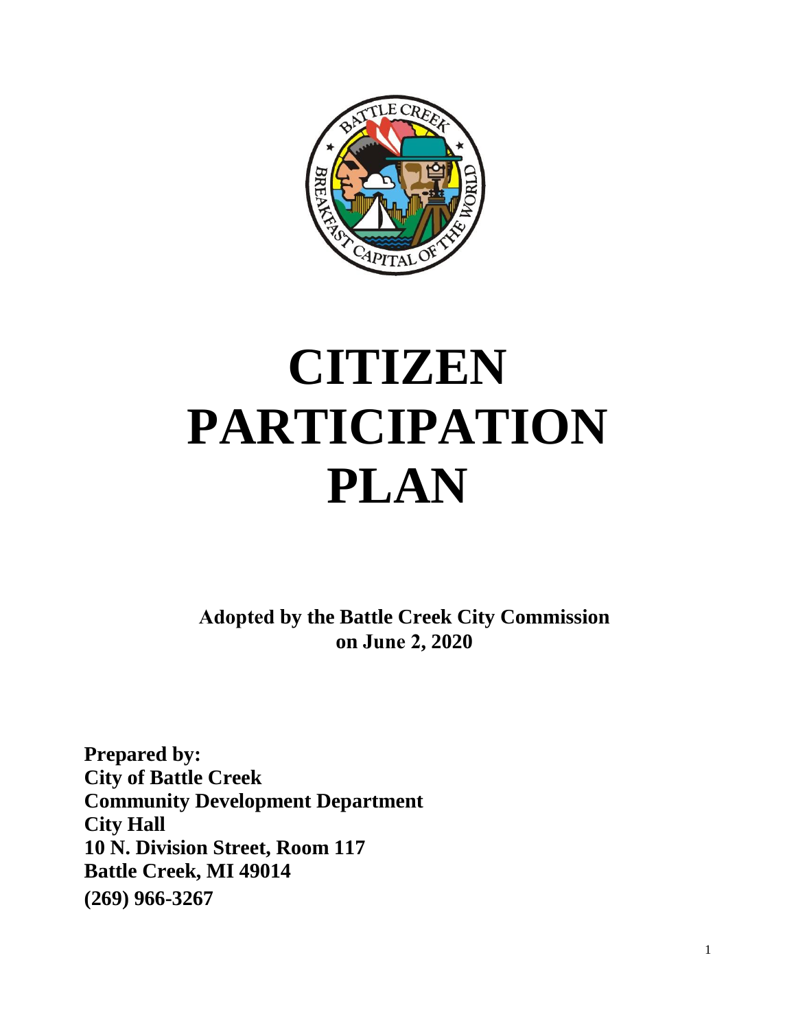# CITIZEN PARTICIPATION PLAN

**Adopted by the Battle Creek City Commission on June 2, 2020**

**Prepared by:**
**City of Battle Creek**
**Community Development Department**
**City Hall**
**10 N. Division Street, Room 117**
**Battle Creek, MI 49014**
**(269) 966-3267**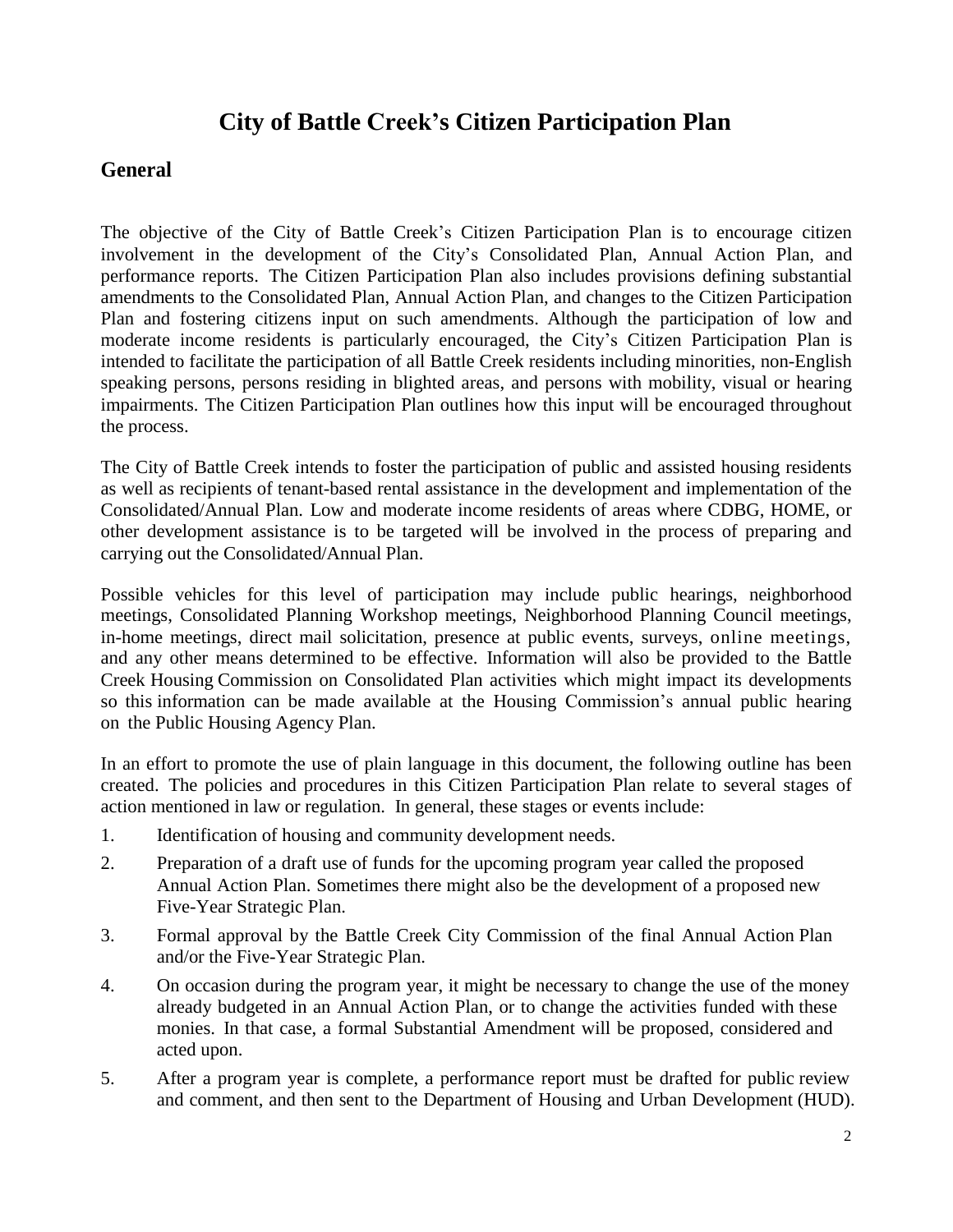# City of Battle Creek's Citizen Participation Plan

## General

The objective of the City of Battle Creek's Citizen Participation Plan is to encourage citizen involvement in the development of the City's Consolidated Plan, Annual Action Plan, and performance reports. The Citizen Participation Plan also includes provisions defining substantial amendments to the Consolidated Plan, Annual Action Plan, and changes to the Citizen Participation Plan and fostering citizens input on such amendments. Although the participation of low and moderate income residents is particularly encouraged, the City's Citizen Participation Plan is intended to facilitate the participation of all Battle Creek residents including minorities, non-English speaking persons, persons residing in blighted areas, and persons with mobility, visual or hearing impairments. The Citizen Participation Plan outlines how this input will be encouraged throughout the process.

The City of Battle Creek intends to foster the participation of public and assisted housing residents as well as recipients of tenant-based rental assistance in the development and implementation of the Consolidated/Annual Plan. Low and moderate income residents of areas where CDBG, HOME, or other development assistance is to be targeted will be involved in the process of preparing and carrying out the Consolidated/Annual Plan.

Possible vehicles for this level of participation may include public hearings, neighborhood meetings, Consolidated Planning Workshop meetings, Neighborhood Planning Council meetings, in-home meetings, direct mail solicitation, presence at public events, surveys, online meetings, and any other means determined to be effective. Information will also be provided to the Battle Creek Housing Commission on Consolidated Plan activities which might impact its developments so this information can be made available at the Housing Commission's annual public hearing on the Public Housing Agency Plan.

In an effort to promote the use of plain language in this document, the following outline has been created. The policies and procedures in this Citizen Participation Plan relate to several stages of action mentioned in law or regulation. In general, these stages or events include:

1. Identification of housing and community development needs.
2. Preparation of a draft use of funds for the upcoming program year called the proposed Annual Action Plan. Sometimes there might also be the development of a proposed new Five-Year Strategic Plan.
3. Formal approval by the Battle Creek City Commission of the final Annual Action Plan and/or the Five-Year Strategic Plan.
4. On occasion during the program year, it might be necessary to change the use of the money already budgeted in an Annual Action Plan, or to change the activities funded with these monies. In that case, a formal Substantial Amendment will be proposed, considered and acted upon.
5. After a program year is complete, a performance report must be drafted for public review and comment, and then sent to the Department of Housing and Urban Development (HUD).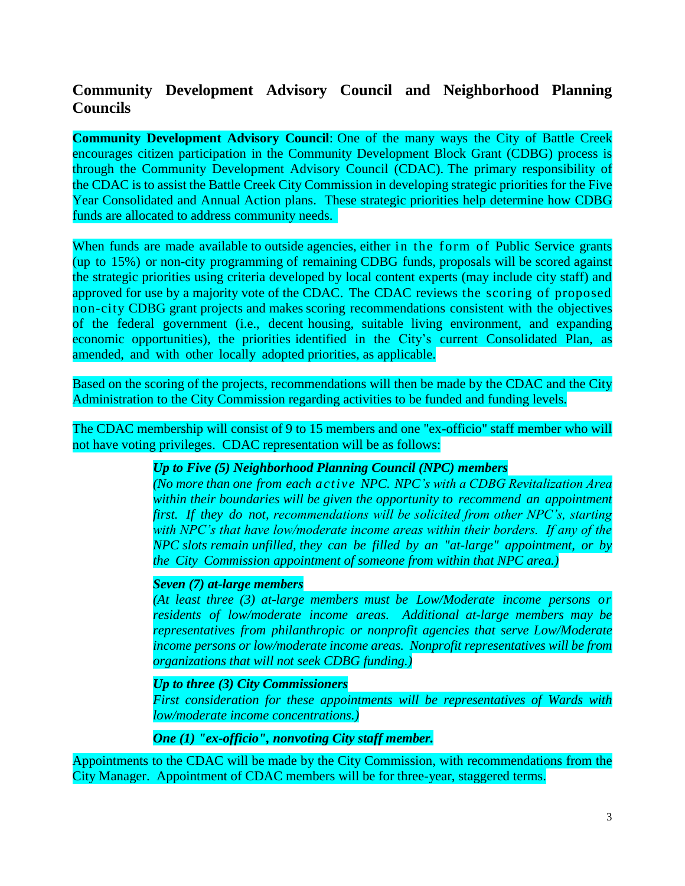## Community Development Advisory Council and Neighborhood Planning Councils

**Community Development Advisory Council**: One of the many ways the City of Battle Creek encourages citizen participation in the Community Development Block Grant (CDBG) process is through the Community Development Advisory Council (CDAC). The primary responsibility of the CDAC is to assist the Battle Creek City Commission in developing strategic priorities for the Five Year Consolidated and Annual Action plans. These strategic priorities help determine how CDBG funds are allocated to address community needs.

When funds are made available to outside agencies, either in the form of Public Service grants (up to 15%) or non-city programming of remaining CDBG funds, proposals will be scored against the strategic priorities using criteria developed by local content experts (may include city staff) and approved for use by a majority vote of the CDAC. The CDAC reviews the scoring of proposed non-city CDBG grant projects and makes scoring recommendations consistent with the objectives of the federal government (i.e., decent housing, suitable living environment, and expanding economic opportunities), the priorities identified in the City's current Consolidated Plan, as amended, and with other locally adopted priorities, as applicable.

Based on the scoring of the projects, recommendations will then be made by the CDAC and the City Administration to the City Commission regarding activities to be funded and funding levels.

The CDAC membership will consist of 9 to 15 members and one "ex-officio" staff member who will not have voting privileges. CDAC representation will be as follows:

> ***Up to Five (5) Neighborhood Planning Council (NPC) members***
> *(No more than one from each active NPC. NPC's with a CDBG Revitalization Area within their boundaries will be given the opportunity to recommend an appointment first. If they do not, recommendations will be solicited from other NPC's, starting with NPC's that have low/moderate income areas within their borders. If any of the NPC slots remain unfilled, they can be filled by an "at-large" appointment, or by the City Commission appointment of someone from within that NPC area.)*
>
> ***Seven (7) at-large members***
> *(At least three (3) at-large members must be Low/Moderate income persons or residents of low/moderate income areas. Additional at-large members may be representatives from philanthropic or nonprofit agencies that serve Low/Moderate income persons or low/moderate income areas. Nonprofit representatives will be from organizations that will not seek CDBG funding.)*
>
> ***Up to three (3) City Commissioners***
> *First consideration for these appointments will be representatives of Wards with low/moderate income concentrations.)*
>
> ***One (1) "ex-officio", nonvoting City staff member.***

Appointments to the CDAC will be made by the City Commission, with recommendations from the City Manager. Appointment of CDAC members will be for three-year, staggered terms.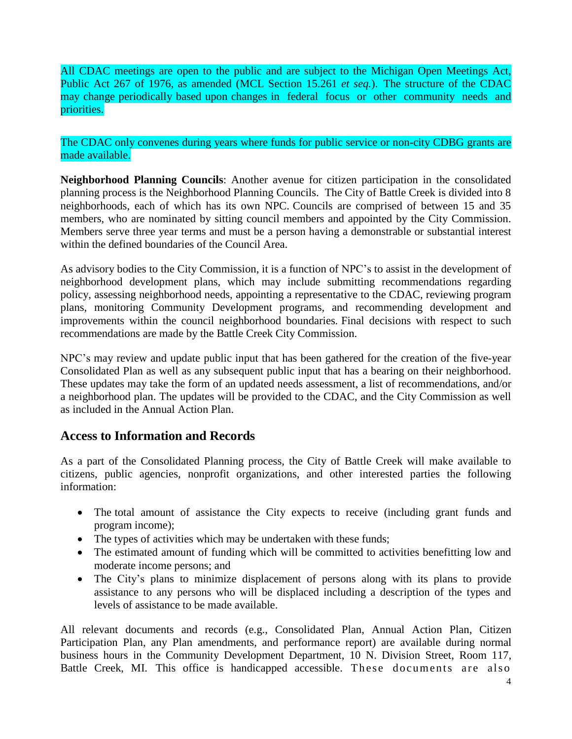All CDAC meetings are open to the public and are subject to the Michigan Open Meetings Act, Public Act 267 of 1976, as amended (MCL Section 15.261 *et seq.*). The structure of the CDAC may change periodically based upon changes in federal focus or other community needs and priorities.

The CDAC only convenes during years where funds for public service or non-city CDBG grants are made available.

**Neighborhood Planning Councils**: Another avenue for citizen participation in the consolidated planning process is the Neighborhood Planning Councils. The City of Battle Creek is divided into 8 neighborhoods, each of which has its own NPC. Councils are comprised of between 15 and 35 members, who are nominated by sitting council members and appointed by the City Commission. Members serve three year terms and must be a person having a demonstrable or substantial interest within the defined boundaries of the Council Area.

As advisory bodies to the City Commission, it is a function of NPC's to assist in the development of neighborhood development plans, which may include submitting recommendations regarding policy, assessing neighborhood needs, appointing a representative to the CDAC, reviewing program plans, monitoring Community Development programs, and recommending development and improvements within the council neighborhood boundaries. Final decisions with respect to such recommendations are made by the Battle Creek City Commission.

NPC's may review and update public input that has been gathered for the creation of the five-year Consolidated Plan as well as any subsequent public input that has a bearing on their neighborhood. These updates may take the form of an updated needs assessment, a list of recommendations, and/or a neighborhood plan. The updates will be provided to the CDAC, and the City Commission as well as included in the Annual Action Plan.

## Access to Information and Records

As a part of the Consolidated Planning process, the City of Battle Creek will make available to citizens, public agencies, nonprofit organizations, and other interested parties the following information:

- The total amount of assistance the City expects to receive (including grant funds and program income);
- The types of activities which may be undertaken with these funds;
- The estimated amount of funding which will be committed to activities benefitting low and moderate income persons; and
- The City's plans to minimize displacement of persons along with its plans to provide assistance to any persons who will be displaced including a description of the types and levels of assistance to be made available.

All relevant documents and records (e.g., Consolidated Plan, Annual Action Plan, Citizen Participation Plan, any Plan amendments, and performance report) are available during normal business hours in the Community Development Department, 10 N. Division Street, Room 117, Battle Creek, MI. This office is handicapped accessible. These documents are also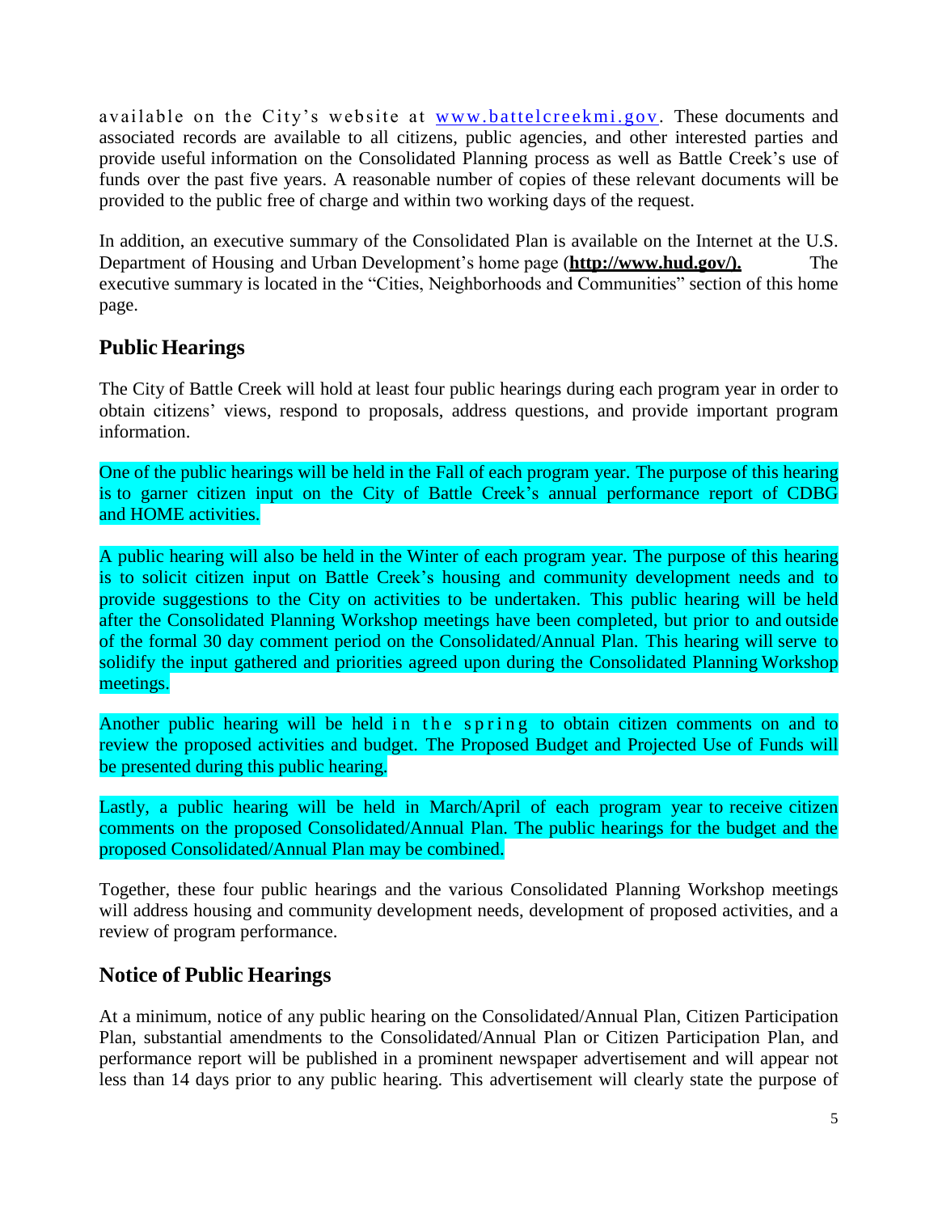available on the City's website at [www.battelcreekmi.gov](http://www.battelcreekmi.gov). These documents and associated records are available to all citizens, public agencies, and other interested parties and provide useful information on the Consolidated Planning process as well as Battle Creek's use of funds over the past five years. A reasonable number of copies of these relevant documents will be provided to the public free of charge and within two working days of the request.

In addition, an executive summary of the Consolidated Plan is available on the Internet at the U.S. Department of Housing and Urban Development's home page (**http://www.hud.gov/).** The executive summary is located in the "Cities, Neighborhoods and Communities" section of this home page.

## Public Hearings

The City of Battle Creek will hold at least four public hearings during each program year in order to obtain citizens' views, respond to proposals, address questions, and provide important program information.

One of the public hearings will be held in the Fall of each program year. The purpose of this hearing is to garner citizen input on the City of Battle Creek's annual performance report of CDBG and HOME activities.

A public hearing will also be held in the Winter of each program year. The purpose of this hearing is to solicit citizen input on Battle Creek's housing and community development needs and to provide suggestions to the City on activities to be undertaken. This public hearing will be held after the Consolidated Planning Workshop meetings have been completed, but prior to and outside of the formal 30 day comment period on the Consolidated/Annual Plan. This hearing will serve to solidify the input gathered and priorities agreed upon during the Consolidated Planning Workshop meetings.

Another public hearing will be held in the spring to obtain citizen comments on and to review the proposed activities and budget. The Proposed Budget and Projected Use of Funds will be presented during this public hearing.

Lastly, a public hearing will be held in March/April of each program year to receive citizen comments on the proposed Consolidated/Annual Plan. The public hearings for the budget and the proposed Consolidated/Annual Plan may be combined.

Together, these four public hearings and the various Consolidated Planning Workshop meetings will address housing and community development needs, development of proposed activities, and a review of program performance.

## Notice of Public Hearings

At a minimum, notice of any public hearing on the Consolidated/Annual Plan, Citizen Participation Plan, substantial amendments to the Consolidated/Annual Plan or Citizen Participation Plan, and performance report will be published in a prominent newspaper advertisement and will appear not less than 14 days prior to any public hearing. This advertisement will clearly state the purpose of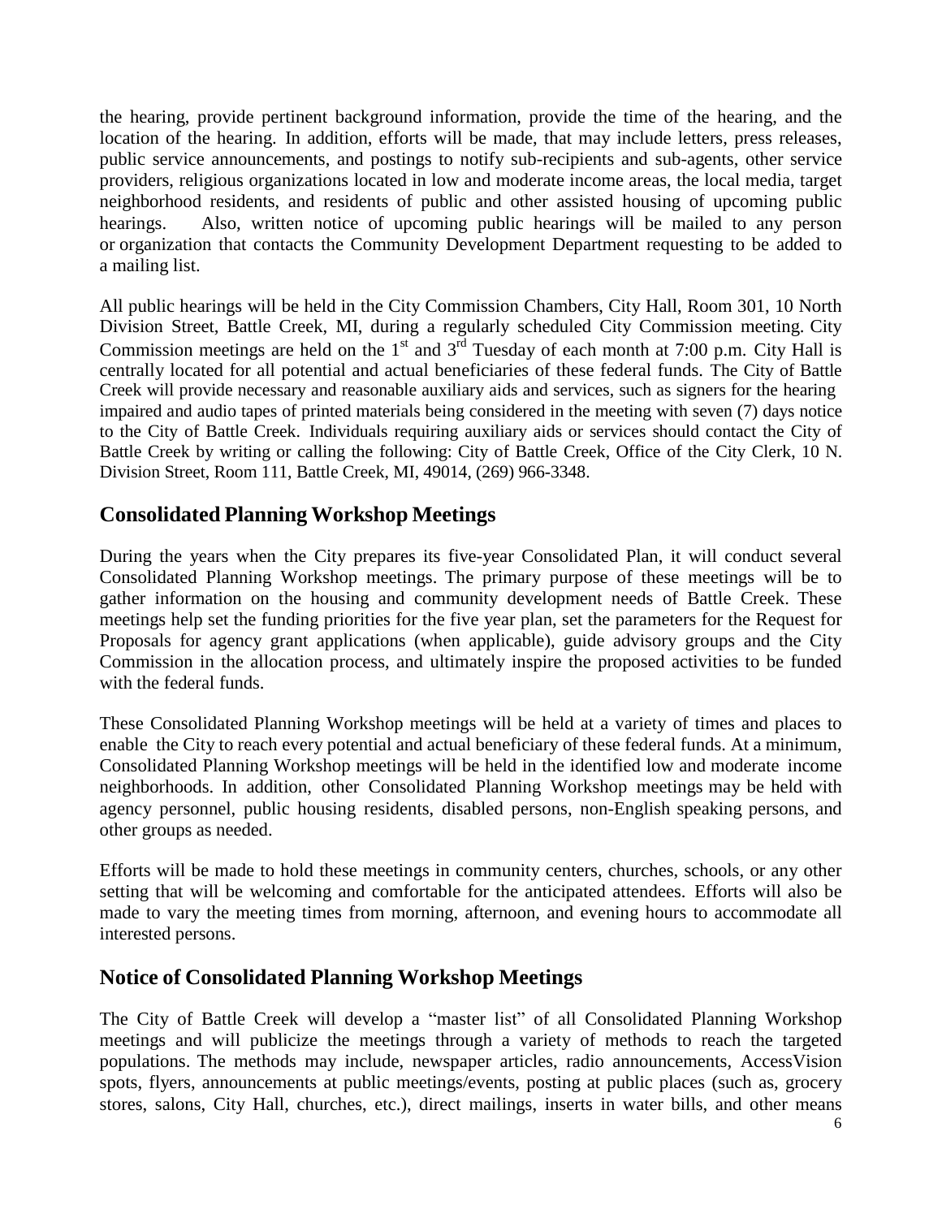the hearing, provide pertinent background information, provide the time of the hearing, and the location of the hearing. In addition, efforts will be made, that may include letters, press releases, public service announcements, and postings to notify sub-recipients and sub-agents, other service providers, religious organizations located in low and moderate income areas, the local media, target neighborhood residents, and residents of public and other assisted housing of upcoming public hearings. Also, written notice of upcoming public hearings will be mailed to any person or organization that contacts the Community Development Department requesting to be added to a mailing list.

All public hearings will be held in the City Commission Chambers, City Hall, Room 301, 10 North Division Street, Battle Creek, MI, during a regularly scheduled City Commission meeting. City Commission meetings are held on the 1st and 3rd Tuesday of each month at 7:00 p.m. City Hall is centrally located for all potential and actual beneficiaries of these federal funds. The City of Battle Creek will provide necessary and reasonable auxiliary aids and services, such as signers for the hearing impaired and audio tapes of printed materials being considered in the meeting with seven (7) days notice to the City of Battle Creek. Individuals requiring auxiliary aids or services should contact the City of Battle Creek by writing or calling the following: City of Battle Creek, Office of the City Clerk, 10 N. Division Street, Room 111, Battle Creek, MI, 49014, (269) 966-3348.

## Consolidated Planning Workshop Meetings

During the years when the City prepares its five-year Consolidated Plan, it will conduct several Consolidated Planning Workshop meetings. The primary purpose of these meetings will be to gather information on the housing and community development needs of Battle Creek. These meetings help set the funding priorities for the five year plan, set the parameters for the Request for Proposals for agency grant applications (when applicable), guide advisory groups and the City Commission in the allocation process, and ultimately inspire the proposed activities to be funded with the federal funds.

These Consolidated Planning Workshop meetings will be held at a variety of times and places to enable the City to reach every potential and actual beneficiary of these federal funds. At a minimum, Consolidated Planning Workshop meetings will be held in the identified low and moderate income neighborhoods. In addition, other Consolidated Planning Workshop meetings may be held with agency personnel, public housing residents, disabled persons, non-English speaking persons, and other groups as needed.

Efforts will be made to hold these meetings in community centers, churches, schools, or any other setting that will be welcoming and comfortable for the anticipated attendees. Efforts will also be made to vary the meeting times from morning, afternoon, and evening hours to accommodate all interested persons.

## Notice of Consolidated Planning Workshop Meetings

The City of Battle Creek will develop a "master list" of all Consolidated Planning Workshop meetings and will publicize the meetings through a variety of methods to reach the targeted populations. The methods may include, newspaper articles, radio announcements, AccessVision spots, flyers, announcements at public meetings/events, posting at public places (such as, grocery stores, salons, City Hall, churches, etc.), direct mailings, inserts in water bills, and other means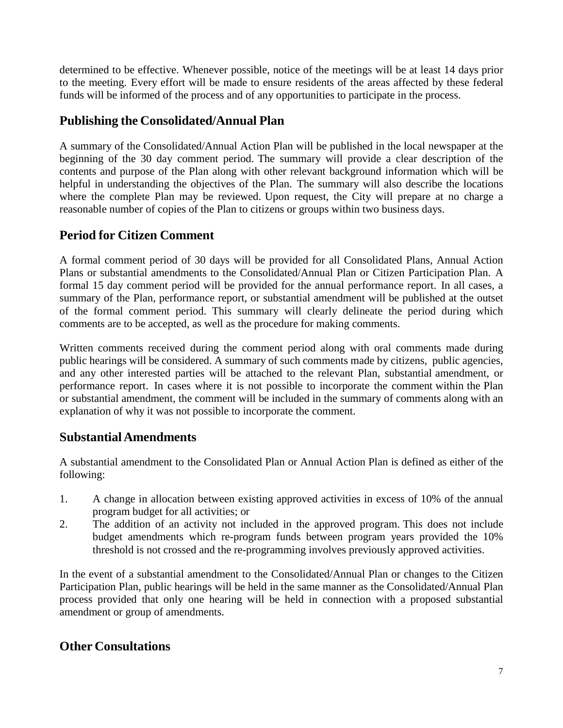determined to be effective. Whenever possible, notice of the meetings will be at least 14 days prior to the meeting. Every effort will be made to ensure residents of the areas affected by these federal funds will be informed of the process and of any opportunities to participate in the process.

## Publishing the Consolidated/Annual Plan

A summary of the Consolidated/Annual Action Plan will be published in the local newspaper at the beginning of the 30 day comment period. The summary will provide a clear description of the contents and purpose of the Plan along with other relevant background information which will be helpful in understanding the objectives of the Plan. The summary will also describe the locations where the complete Plan may be reviewed. Upon request, the City will prepare at no charge a reasonable number of copies of the Plan to citizens or groups within two business days.

## Period for Citizen Comment

A formal comment period of 30 days will be provided for all Consolidated Plans, Annual Action Plans or substantial amendments to the Consolidated/Annual Plan or Citizen Participation Plan. A formal 15 day comment period will be provided for the annual performance report. In all cases, a summary of the Plan, performance report, or substantial amendment will be published at the outset of the formal comment period. This summary will clearly delineate the period during which comments are to be accepted, as well as the procedure for making comments.

Written comments received during the comment period along with oral comments made during public hearings will be considered. A summary of such comments made by citizens, public agencies, and any other interested parties will be attached to the relevant Plan, substantial amendment, or performance report. In cases where it is not possible to incorporate the comment within the Plan or substantial amendment, the comment will be included in the summary of comments along with an explanation of why it was not possible to incorporate the comment.

## Substantial Amendments

A substantial amendment to the Consolidated Plan or Annual Action Plan is defined as either of the following:

1. A change in allocation between existing approved activities in excess of 10% of the annual program budget for all activities; or
2. The addition of an activity not included in the approved program. This does not include budget amendments which re-program funds between program years provided the 10% threshold is not crossed and the re-programming involves previously approved activities.

In the event of a substantial amendment to the Consolidated/Annual Plan or changes to the Citizen Participation Plan, public hearings will be held in the same manner as the Consolidated/Annual Plan process provided that only one hearing will be held in connection with a proposed substantial amendment or group of amendments.

## Other Consultations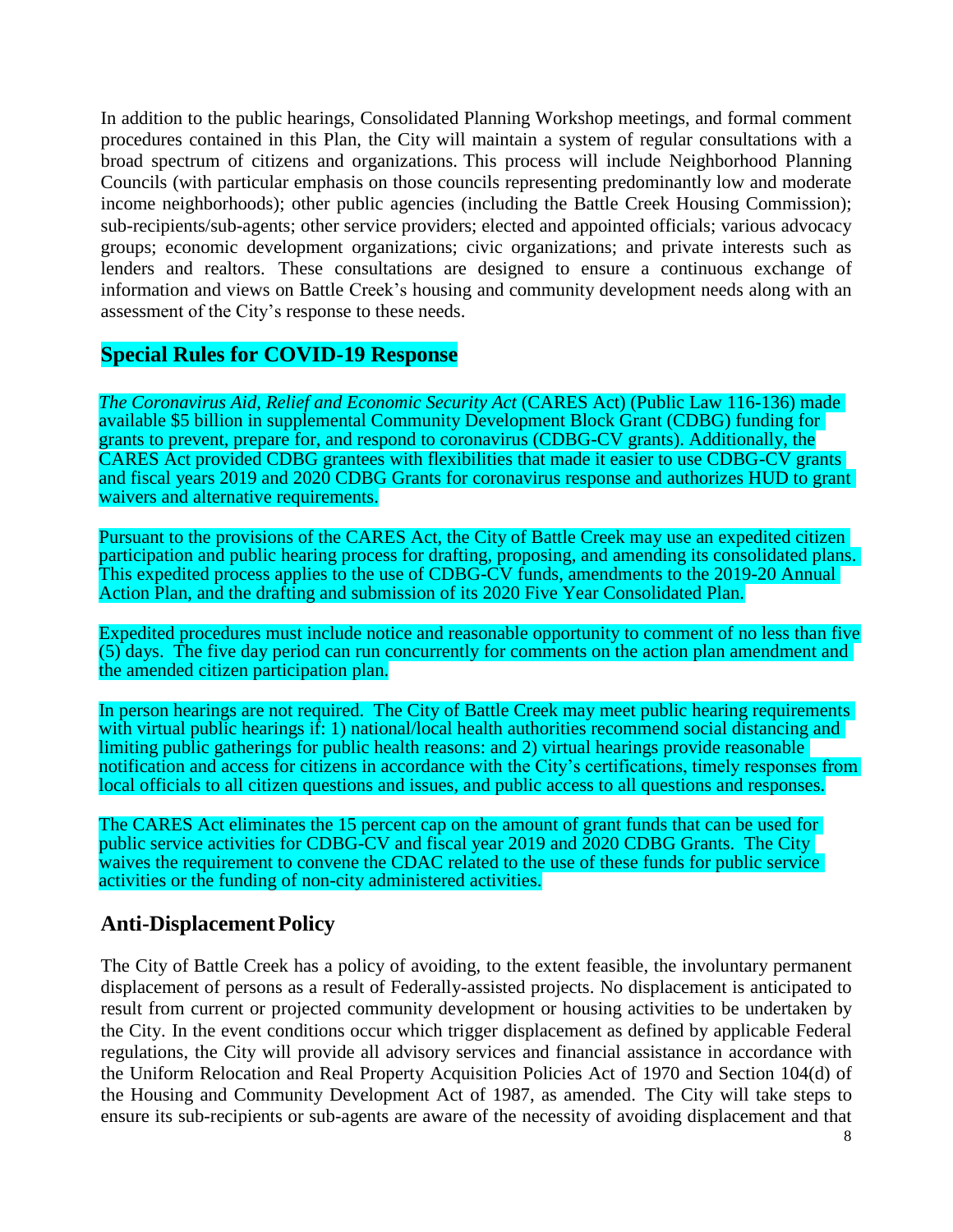In addition to the public hearings, Consolidated Planning Workshop meetings, and formal comment procedures contained in this Plan, the City will maintain a system of regular consultations with a broad spectrum of citizens and organizations. This process will include Neighborhood Planning Councils (with particular emphasis on those councils representing predominantly low and moderate income neighborhoods); other public agencies (including the Battle Creek Housing Commission); sub-recipients/sub-agents; other service providers; elected and appointed officials; various advocacy groups; economic development organizations; civic organizations; and private interests such as lenders and realtors. These consultations are designed to ensure a continuous exchange of information and views on Battle Creek's housing and community development needs along with an assessment of the City's response to these needs.

## Special Rules for COVID-19 Response

*The Coronavirus Aid, Relief and Economic Security Act* (CARES Act) (Public Law 116-136) made available $5 billion in supplemental Community Development Block Grant (CDBG) funding for grants to prevent, prepare for, and respond to coronavirus (CDBG-CV grants). Additionally, the CARES Act provided CDBG grantees with flexibilities that made it easier to use CDBG-CV grants and fiscal years 2019 and 2020 CDBG Grants for coronavirus response and authorizes HUD to grant waivers and alternative requirements.

Pursuant to the provisions of the CARES Act, the City of Battle Creek may use an expedited citizen participation and public hearing process for drafting, proposing, and amending its consolidated plans. This expedited process applies to the use of CDBG-CV funds, amendments to the 2019-20 Annual Action Plan, and the drafting and submission of its 2020 Five Year Consolidated Plan.

Expedited procedures must include notice and reasonable opportunity to comment of no less than five (5) days. The five day period can run concurrently for comments on the action plan amendment and the amended citizen participation plan.

In person hearings are not required. The City of Battle Creek may meet public hearing requirements with virtual public hearings if: 1) national/local health authorities recommend social distancing and limiting public gatherings for public health reasons: and 2) virtual hearings provide reasonable notification and access for citizens in accordance with the City's certifications, timely responses from local officials to all citizen questions and issues, and public access to all questions and responses.

The CARES Act eliminates the 15 percent cap on the amount of grant funds that can be used for public service activities for CDBG-CV and fiscal year 2019 and 2020 CDBG Grants. The City waives the requirement to convene the CDAC related to the use of these funds for public service activities or the funding of non-city administered activities.

## Anti-Displacement Policy

The City of Battle Creek has a policy of avoiding, to the extent feasible, the involuntary permanent displacement of persons as a result of Federally-assisted projects. No displacement is anticipated to result from current or projected community development or housing activities to be undertaken by the City. In the event conditions occur which trigger displacement as defined by applicable Federal regulations, the City will provide all advisory services and financial assistance in accordance with the Uniform Relocation and Real Property Acquisition Policies Act of 1970 and Section 104(d) of the Housing and Community Development Act of 1987, as amended. The City will take steps to ensure its sub-recipients or sub-agents are aware of the necessity of avoiding displacement and that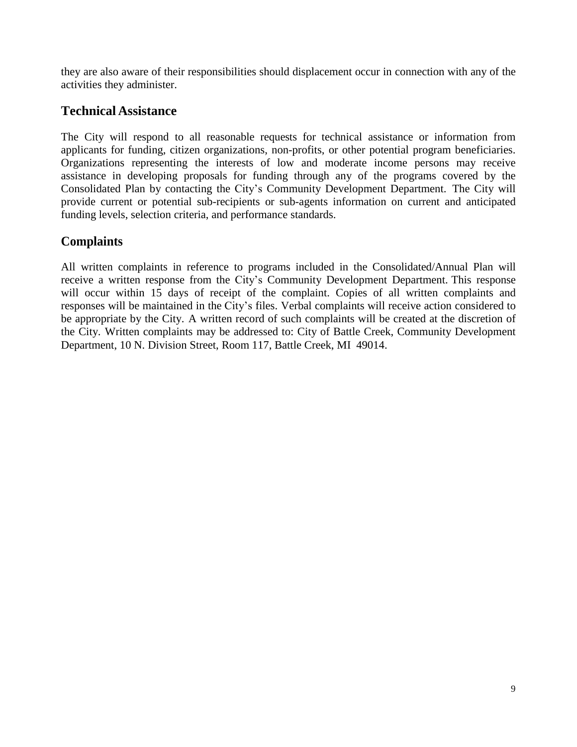they are also aware of their responsibilities should displacement occur in connection with any of the activities they administer.

## Technical Assistance

The City will respond to all reasonable requests for technical assistance or information from applicants for funding, citizen organizations, non-profits, or other potential program beneficiaries. Organizations representing the interests of low and moderate income persons may receive assistance in developing proposals for funding through any of the programs covered by the Consolidated Plan by contacting the City's Community Development Department. The City will provide current or potential sub-recipients or sub-agents information on current and anticipated funding levels, selection criteria, and performance standards.

## Complaints

All written complaints in reference to programs included in the Consolidated/Annual Plan will receive a written response from the City's Community Development Department. This response will occur within 15 days of receipt of the complaint. Copies of all written complaints and responses will be maintained in the City's files. Verbal complaints will receive action considered to be appropriate by the City. A written record of such complaints will be created at the discretion of the City. Written complaints may be addressed to: City of Battle Creek, Community Development Department, 10 N. Division Street, Room 117, Battle Creek, MI 49014.